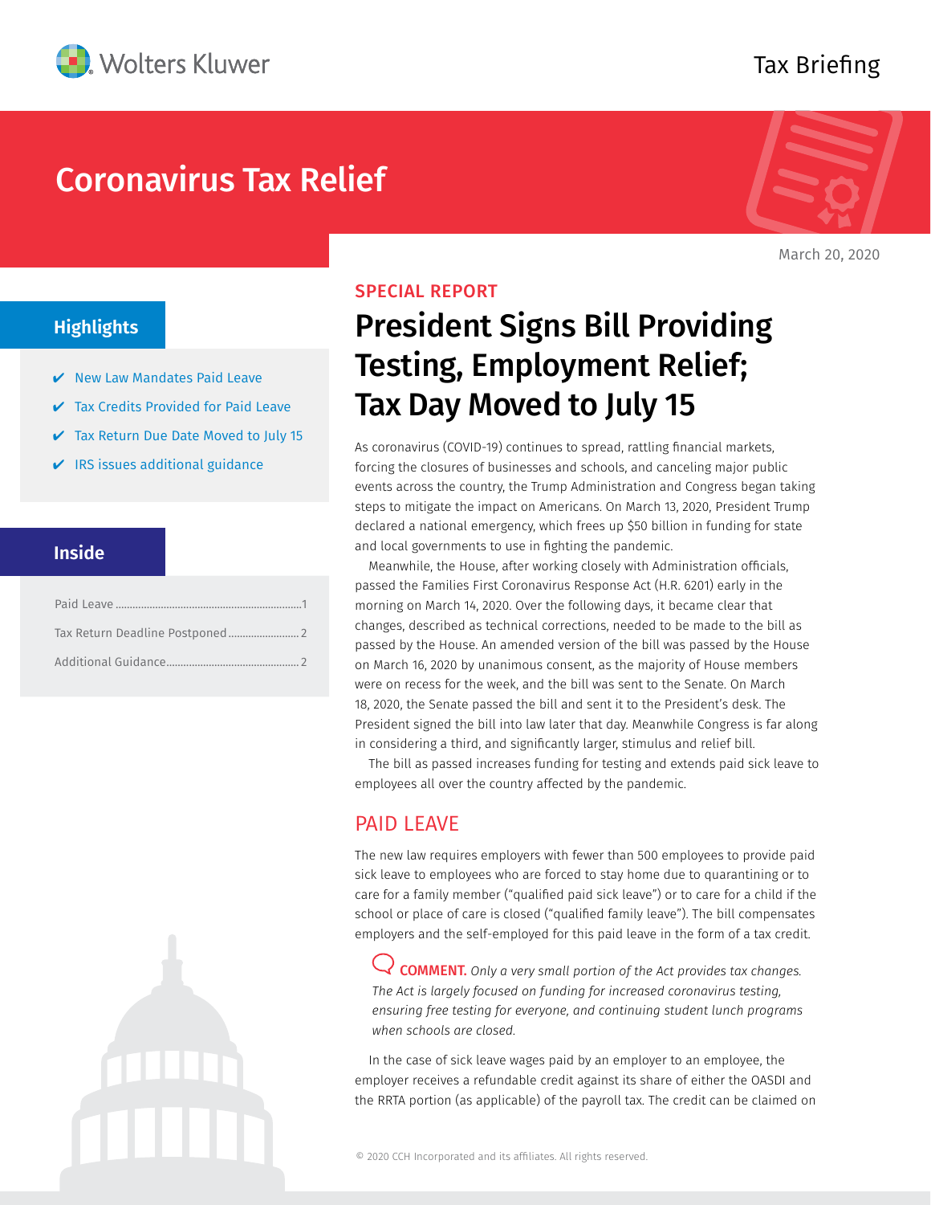Wolters Kluwer

Tax Briefing

# Coronavirus Tax Relief

March 20, 2020

## Highlights

- ✔ New Law Mandates Paid Leave
- ✔ Tax Credits Provided for Paid Leave
- ✔ Tax Return Due Date Moved to July 15
- ✔ IRS issues additional guidance

## Inside

Paid Leave ........................................ 1
Tax Return Deadline Postponed ........................ 2
Additional Guidance ........................................ 2

SPECIAL REPORT

# President Signs Bill Providing Testing, Employment Relief; Tax Day Moved to July 15

As coronavirus (COVID-19) continues to spread, rattling financial markets, forcing the closures of businesses and schools, and canceling major public events across the country, the Trump Administration and Congress began taking steps to mitigate the impact on Americans. On March 13, 2020, President Trump declared a national emergency, which frees up $50 billion in funding for state and local governments to use in fighting the pandemic.

Meanwhile, the House, after working closely with Administration officials, passed the Families First Coronavirus Response Act (H.R. 6201) early in the morning on March 14, 2020. Over the following days, it became clear that changes, described as technical corrections, needed to be made to the bill as passed by the House. An amended version of the bill was passed by the House on March 16, 2020 by unanimous consent, as the majority of House members were on recess for the week, and the bill was sent to the Senate. On March 18, 2020, the Senate passed the bill and sent it to the President's desk. The President signed the bill into law later that day. Meanwhile Congress is far along in considering a third, and significantly larger, stimulus and relief bill.

The bill as passed increases funding for testing and extends paid sick leave to employees all over the country affected by the pandemic.

## PAID LEAVE

The new law requires employers with fewer than 500 employees to provide paid sick leave to employees who are forced to stay home due to quarantining or to care for a family member ("qualified paid sick leave") or to care for a child if the school or place of care is closed ("qualified family leave"). The bill compensates employers and the self-employed for this paid leave in the form of a tax credit.

> **COMMENT.** *Only a very small portion of the Act provides tax changes. The Act is largely focused on funding for increased coronavirus testing, ensuring free testing for everyone, and continuing student lunch programs when schools are closed.*

In the case of sick leave wages paid by an employer to an employee, the employer receives a refundable credit against its share of either the OASDI and the RRTA portion (as applicable) of the payroll tax. The credit can be claimed on

© 2020 CCH Incorporated and its affiliates. All rights reserved.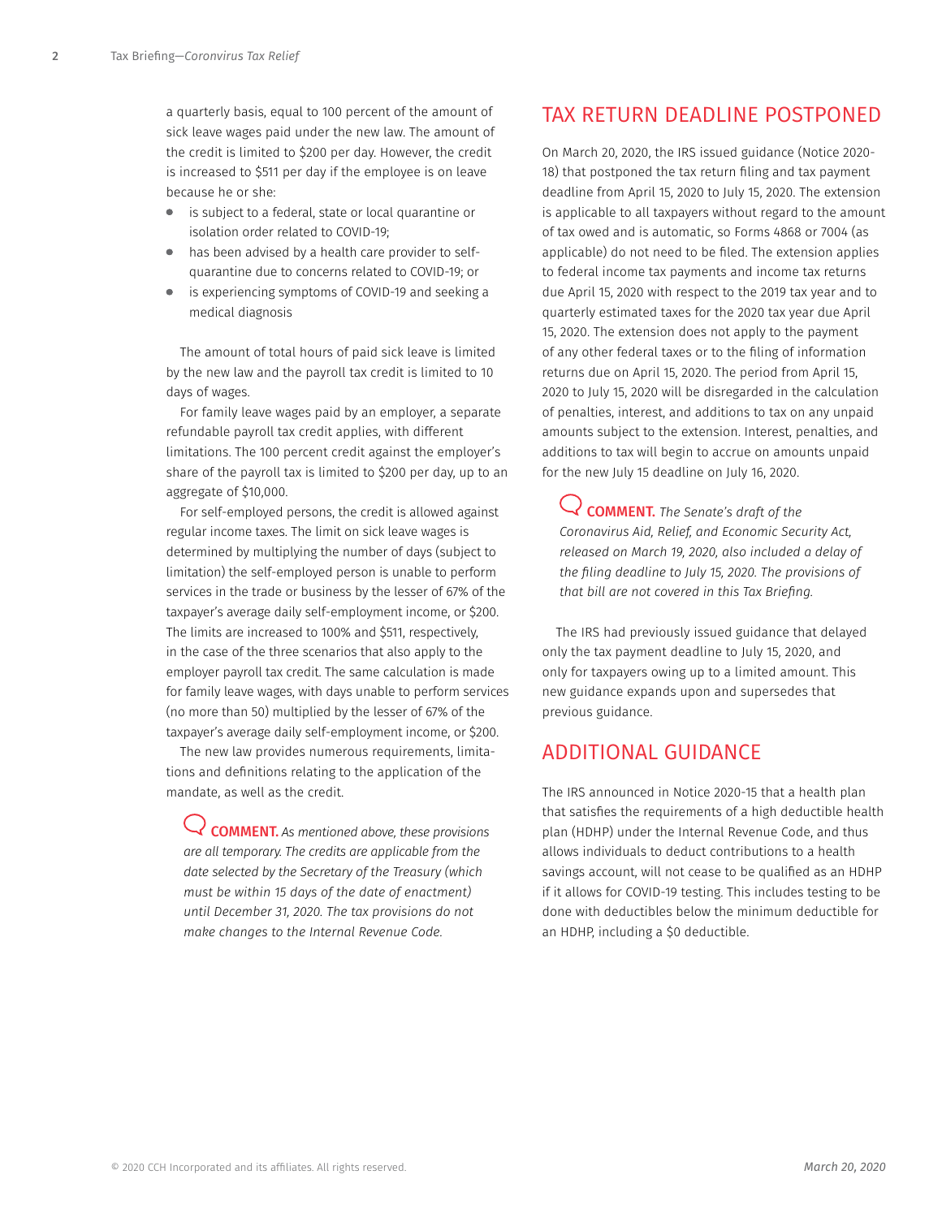a quarterly basis, equal to 100 percent of the amount of sick leave wages paid under the new law. The amount of the credit is limited to $200 per day. However, the credit is increased to $511 per day if the employee is on leave because he or she:

- is subject to a federal, state or local quarantine or isolation order related to COVID-19;
- has been advised by a health care provider to self-quarantine due to concerns related to COVID-19; or
- is experiencing symptoms of COVID-19 and seeking a medical diagnosis

The amount of total hours of paid sick leave is limited by the new law and the payroll tax credit is limited to 10 days of wages.

For family leave wages paid by an employer, a separate refundable payroll tax credit applies, with different limitations. The 100 percent credit against the employer's share of the payroll tax is limited to $200 per day, up to an aggregate of $10,000.

For self-employed persons, the credit is allowed against regular income taxes. The limit on sick leave wages is determined by multiplying the number of days (subject to limitation) the self-employed person is unable to perform services in the trade or business by the lesser of 67% of the taxpayer's average daily self-employment income, or $200. The limits are increased to 100% and $511, respectively, in the case of the three scenarios that also apply to the employer payroll tax credit. The same calculation is made for family leave wages, with days unable to perform services (no more than 50) multiplied by the lesser of 67% of the taxpayer's average daily self-employment income, or $200.

The new law provides numerous requirements, limitations and definitions relating to the application of the mandate, as well as the credit.

> **COMMENT.** *As mentioned above, these provisions are all temporary. The credits are applicable from the date selected by the Secretary of the Treasury (which must be within 15 days of the date of enactment) until December 31, 2020. The tax provisions do not make changes to the Internal Revenue Code.*

## TAX RETURN DEADLINE POSTPONED

On March 20, 2020, the IRS issued guidance (Notice 2020-18) that postponed the tax return filing and tax payment deadline from April 15, 2020 to July 15, 2020. The extension is applicable to all taxpayers without regard to the amount of tax owed and is automatic, so Forms 4868 or 7004 (as applicable) do not need to be filed. The extension applies to federal income tax payments and income tax returns due April 15, 2020 with respect to the 2019 tax year and to quarterly estimated taxes for the 2020 tax year due April 15, 2020. The extension does not apply to the payment of any other federal taxes or to the filing of information returns due on April 15, 2020. The period from April 15, 2020 to July 15, 2020 will be disregarded in the calculation of penalties, interest, and additions to tax on any unpaid amounts subject to the extension. Interest, penalties, and additions to tax will begin to accrue on amounts unpaid for the new July 15 deadline on July 16, 2020.

> **COMMENT.** *The Senate's draft of the Coronavirus Aid, Relief, and Economic Security Act, released on March 19, 2020, also included a delay of the filing deadline to July 15, 2020. The provisions of that bill are not covered in this Tax Briefing.*

The IRS had previously issued guidance that delayed only the tax payment deadline to July 15, 2020, and only for taxpayers owing up to a limited amount. This new guidance expands upon and supersedes that previous guidance.

## ADDITIONAL GUIDANCE

The IRS announced in Notice 2020-15 that a health plan that satisfies the requirements of a high deductible health plan (HDHP) under the Internal Revenue Code, and thus allows individuals to deduct contributions to a health savings account, will not cease to be qualified as an HDHP if it allows for COVID-19 testing. This includes testing to be done with deductibles below the minimum deductible for an HDHP, including a $0 deductible.